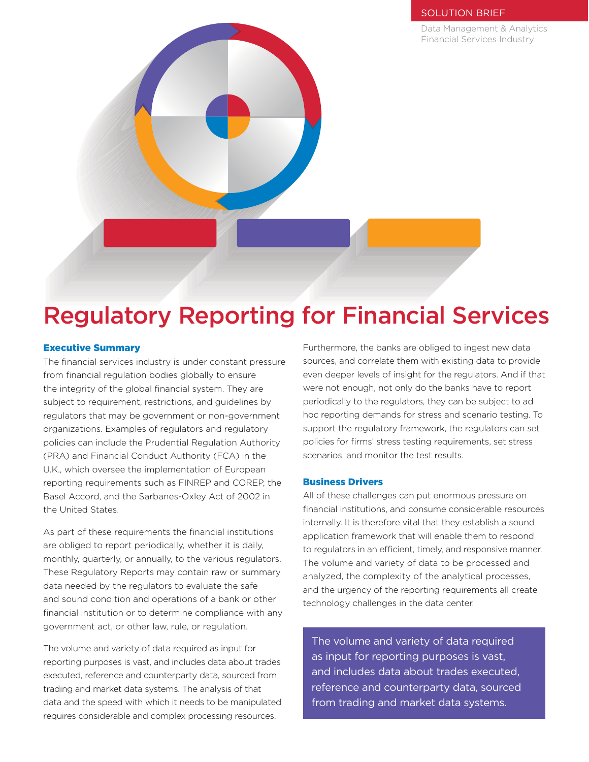SOLUTION BRIEF

Data Management & Analytics
Financial Services Industry

# Regulatory Reporting for Financial Services

## Executive Summary

The financial services industry is under constant pressure from financial regulation bodies globally to ensure the integrity of the global financial system. They are subject to requirement, restrictions, and guidelines by regulators that may be government or non-government organizations. Examples of regulators and regulatory policies can include the Prudential Regulation Authority (PRA) and Financial Conduct Authority (FCA) in the U.K., which oversee the implementation of European reporting requirements such as FINREP and COREP, the Basel Accord, and the Sarbanes-Oxley Act of 2002 in the United States.

As part of these requirements the financial institutions are obliged to report periodically, whether it is daily, monthly, quarterly, or annually, to the various regulators. These Regulatory Reports may contain raw or summary data needed by the regulators to evaluate the safe and sound condition and operations of a bank or other financial institution or to determine compliance with any government act, or other law, rule, or regulation.

The volume and variety of data required as input for reporting purposes is vast, and includes data about trades executed, reference and counterparty data, sourced from trading and market data systems. The analysis of that data and the speed with which it needs to be manipulated requires considerable and complex processing resources.

Furthermore, the banks are obliged to ingest new data sources, and correlate them with existing data to provide even deeper levels of insight for the regulators. And if that were not enough, not only do the banks have to report periodically to the regulators, they can be subject to ad hoc reporting demands for stress and scenario testing. To support the regulatory framework, the regulators can set policies for firms' stress testing requirements, set stress scenarios, and monitor the test results.

## Business Drivers

All of these challenges can put enormous pressure on financial institutions, and consume considerable resources internally. It is therefore vital that they establish a sound application framework that will enable them to respond to regulators in an efficient, timely, and responsive manner. The volume and variety of data to be processed and analyzed, the complexity of the analytical processes, and the urgency of the reporting requirements all create technology challenges in the data center.

> The volume and variety of data required as input for reporting purposes is vast, and includes data about trades executed, reference and counterparty data, sourced from trading and market data systems.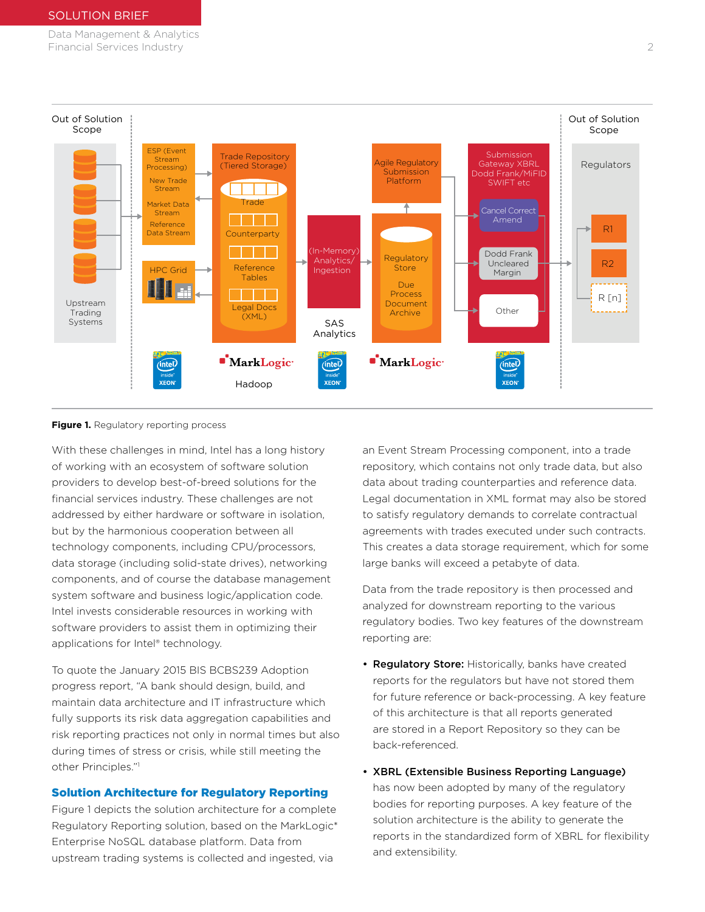**Figure 1.** Regulatory reporting process

With these challenges in mind, Intel has a long history of working with an ecosystem of software solution providers to develop best-of-breed solutions for the financial services industry. These challenges are not addressed by either hardware or software in isolation, but by the harmonious cooperation between all technology components, including CPU/processors, data storage (including solid-state drives), networking components, and of course the database management system software and business logic/application code. Intel invests considerable resources in working with software providers to assist them in optimizing their applications for Intel® technology.

To quote the January 2015 BIS BCBS239 Adoption progress report, "A bank should design, build, and maintain data architecture and IT infrastructure which fully supports its risk data aggregation capabilities and risk reporting practices not only in normal times but also during times of stress or crisis, while still meeting the other Principles."[1]

## Solution Architecture for Regulatory Reporting

Figure 1 depicts the solution architecture for a complete Regulatory Reporting solution, based on the MarkLogic* Enterprise NoSQL database platform. Data from upstream trading systems is collected and ingested, via an Event Stream Processing component, into a trade repository, which contains not only trade data, but also data about trading counterparties and reference data. Legal documentation in XML format may also be stored to satisfy regulatory demands to correlate contractual agreements with trades executed under such contracts. This creates a data storage requirement, which for some large banks will exceed a petabyte of data.

Data from the trade repository is then processed and analyzed for downstream reporting to the various regulatory bodies. Two key features of the downstream reporting are:

- **Regulatory Store:** Historically, banks have created reports for the regulators but have not stored them for future reference or back-processing. A key feature of this architecture is that all reports generated are stored in a Report Repository so they can be back-referenced.
- **XBRL (Extensible Business Reporting Language)** has now been adopted by many of the regulatory bodies for reporting purposes. A key feature of the solution architecture is the ability to generate the reports in the standardized form of XBRL for flexibility and extensibility.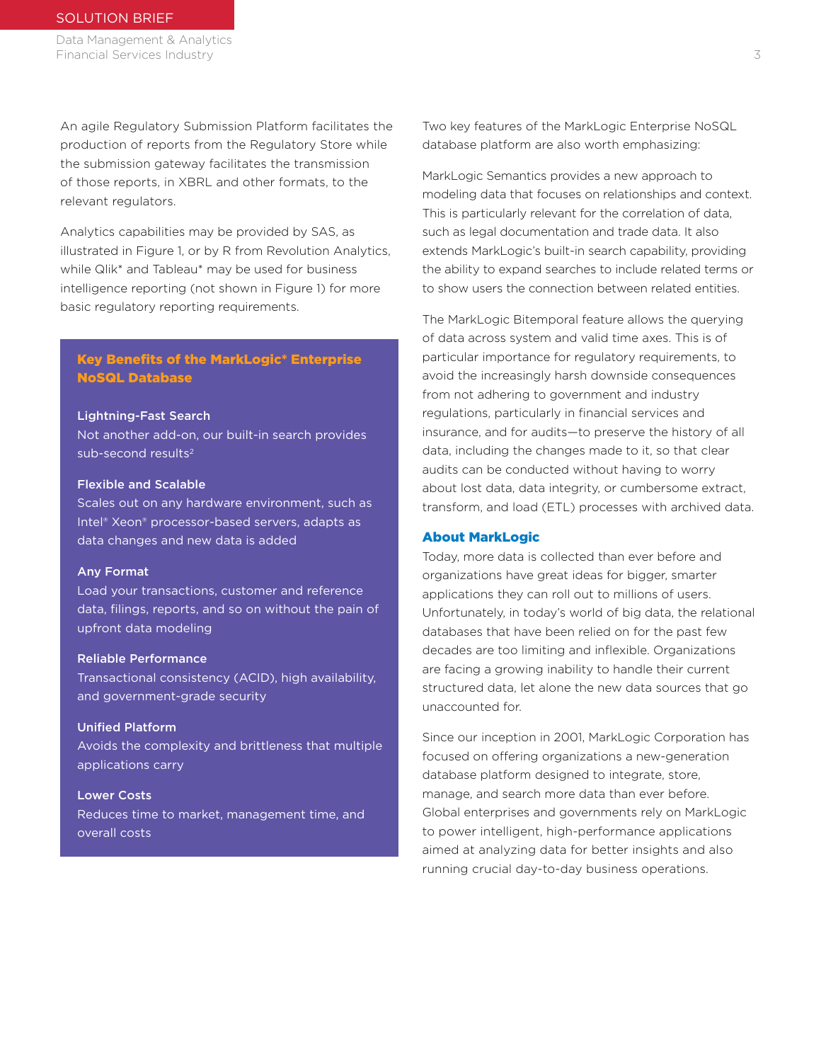An agile Regulatory Submission Platform facilitates the production of reports from the Regulatory Store while the submission gateway facilitates the transmission of those reports, in XBRL and other formats, to the relevant regulators.

Analytics capabilities may be provided by SAS, as illustrated in Figure 1, or by R from Revolution Analytics, while Qlik* and Tableau* may be used for business intelligence reporting (not shown in Figure 1) for more basic regulatory reporting requirements.

### Key Benefits of the MarkLogic* Enterprise NoSQL Database

**Lightning-Fast Search**
Not another add-on, our built-in search provides sub-second results[2]

**Flexible and Scalable**
Scales out on any hardware environment, such as Intel® Xeon® processor-based servers, adapts as data changes and new data is added

**Any Format**
Load your transactions, customer and reference data, filings, reports, and so on without the pain of upfront data modeling

**Reliable Performance**
Transactional consistency (ACID), high availability, and government-grade security

**Unified Platform**
Avoids the complexity and brittleness that multiple applications carry

**Lower Costs**
Reduces time to market, management time, and overall costs

Two key features of the MarkLogic Enterprise NoSQL database platform are also worth emphasizing:

MarkLogic Semantics provides a new approach to modeling data that focuses on relationships and context. This is particularly relevant for the correlation of data, such as legal documentation and trade data. It also extends MarkLogic's built-in search capability, providing the ability to expand searches to include related terms or to show users the connection between related entities.

The MarkLogic Bitemporal feature allows the querying of data across system and valid time axes. This is of particular importance for regulatory requirements, to avoid the increasingly harsh downside consequences from not adhering to government and industry regulations, particularly in financial services and insurance, and for audits—to preserve the history of all data, including the changes made to it, so that clear audits can be conducted without having to worry about lost data, data integrity, or cumbersome extract, transform, and load (ETL) processes with archived data.

## About MarkLogic

Today, more data is collected than ever before and organizations have great ideas for bigger, smarter applications they can roll out to millions of users. Unfortunately, in today's world of big data, the relational databases that have been relied on for the past few decades are too limiting and inflexible. Organizations are facing a growing inability to handle their current structured data, let alone the new data sources that go unaccounted for.

Since our inception in 2001, MarkLogic Corporation has focused on offering organizations a new-generation database platform designed to integrate, store, manage, and search more data than ever before. Global enterprises and governments rely on MarkLogic to power intelligent, high-performance applications aimed at analyzing data for better insights and also running crucial day-to-day business operations.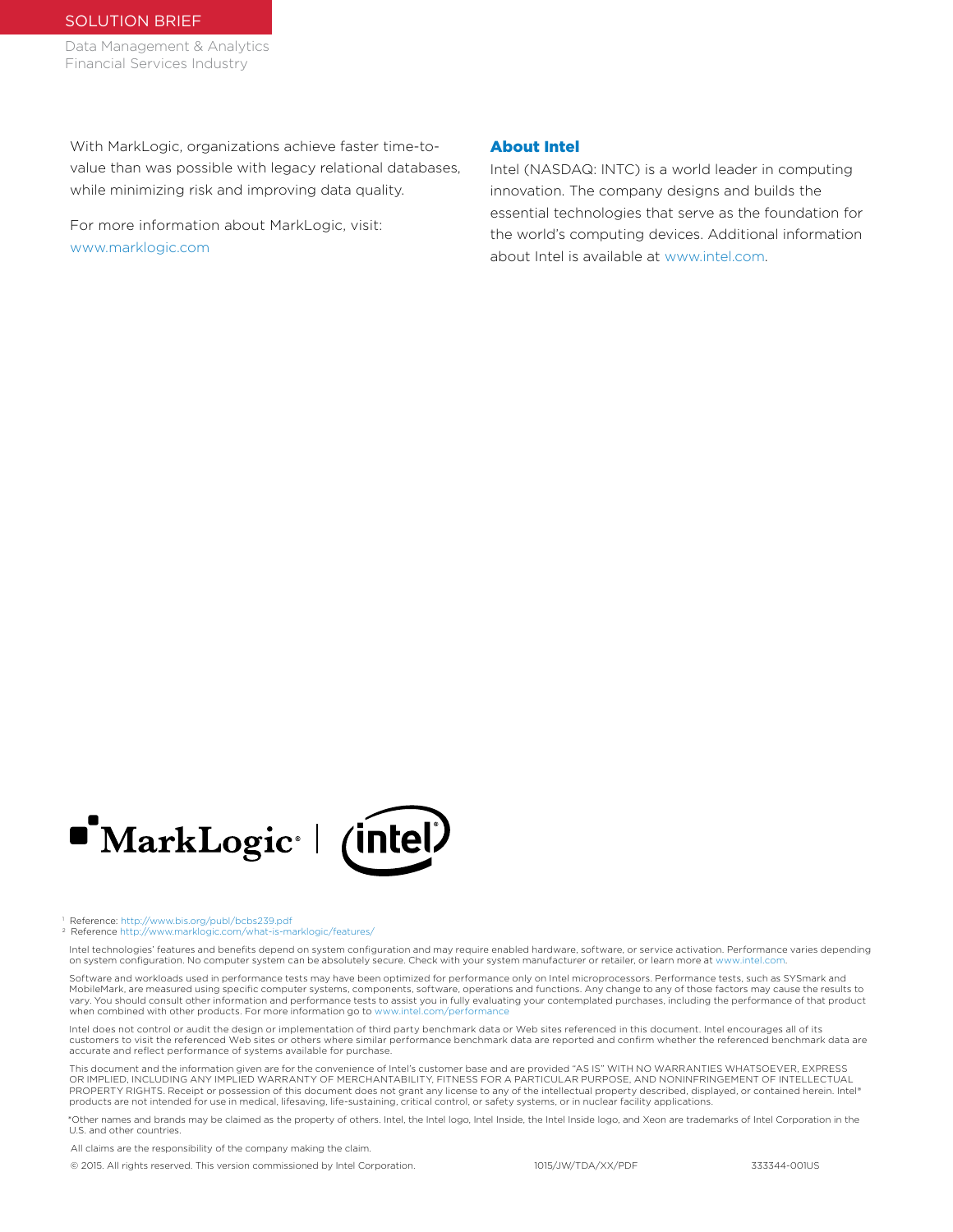With MarkLogic, organizations achieve faster time-to-value than was possible with legacy relational databases, while minimizing risk and improving data quality.

For more information about MarkLogic, visit: www.marklogic.com

## About Intel

Intel (NASDAQ: INTC) is a world leader in computing innovation. The company designs and builds the essential technologies that serve as the foundation for the world's computing devices. Additional information about Intel is available at www.intel.com.

[1] Reference: http://www.bis.org/publ/bcbs239.pdf
[2] Reference http://www.marklogic.com/what-is-marklogic/features/

Intel technologies' features and benefits depend on system configuration and may require enabled hardware, software, or service activation. Performance varies depending on system configuration. No computer system can be absolutely secure. Check with your system manufacturer or retailer, or learn more at www.intel.com.

Software and workloads used in performance tests may have been optimized for performance only on Intel microprocessors. Performance tests, such as SYSmark and MobileMark, are measured using specific computer systems, components, software, operations and functions. Any change to any of those factors may cause the results to vary. You should consult other information and performance tests to assist you in fully evaluating your contemplated purchases, including the performance of that product when combined with other products. For more information go to www.intel.com/performance

Intel does not control or audit the design or implementation of third party benchmark data or Web sites referenced in this document. Intel encourages all of its customers to visit the referenced Web sites or others where similar performance benchmark data are reported and confirm whether the referenced benchmark data are accurate and reflect performance of systems available for purchase.

This document and the information given are for the convenience of Intel's customer base and are provided "AS IS" WITH NO WARRANTIES WHATSOEVER, EXPRESS OR IMPLIED, INCLUDING ANY IMPLIED WARRANTY OF MERCHANTABILITY, FITNESS FOR A PARTICULAR PURPOSE, AND NONINFRINGEMENT OF INTELLECTUAL PROPERTY RIGHTS. Receipt or possession of this document does not grant any license to any of the intellectual property described, displayed, or contained herein. Intel® products are not intended for use in medical, lifesaving, life-sustaining, critical control, or safety systems, or in nuclear facility applications.

*Other names and brands may be claimed as the property of others. Intel, the Intel logo, Intel Inside, the Intel Inside logo, and Xeon are trademarks of Intel Corporation in the U.S. and other countries.

All claims are the responsibility of the company making the claim.

© 2015. All rights reserved. This version commissioned by Intel Corporation. 1015/JW/TDA/XX/PDF 333344-001US